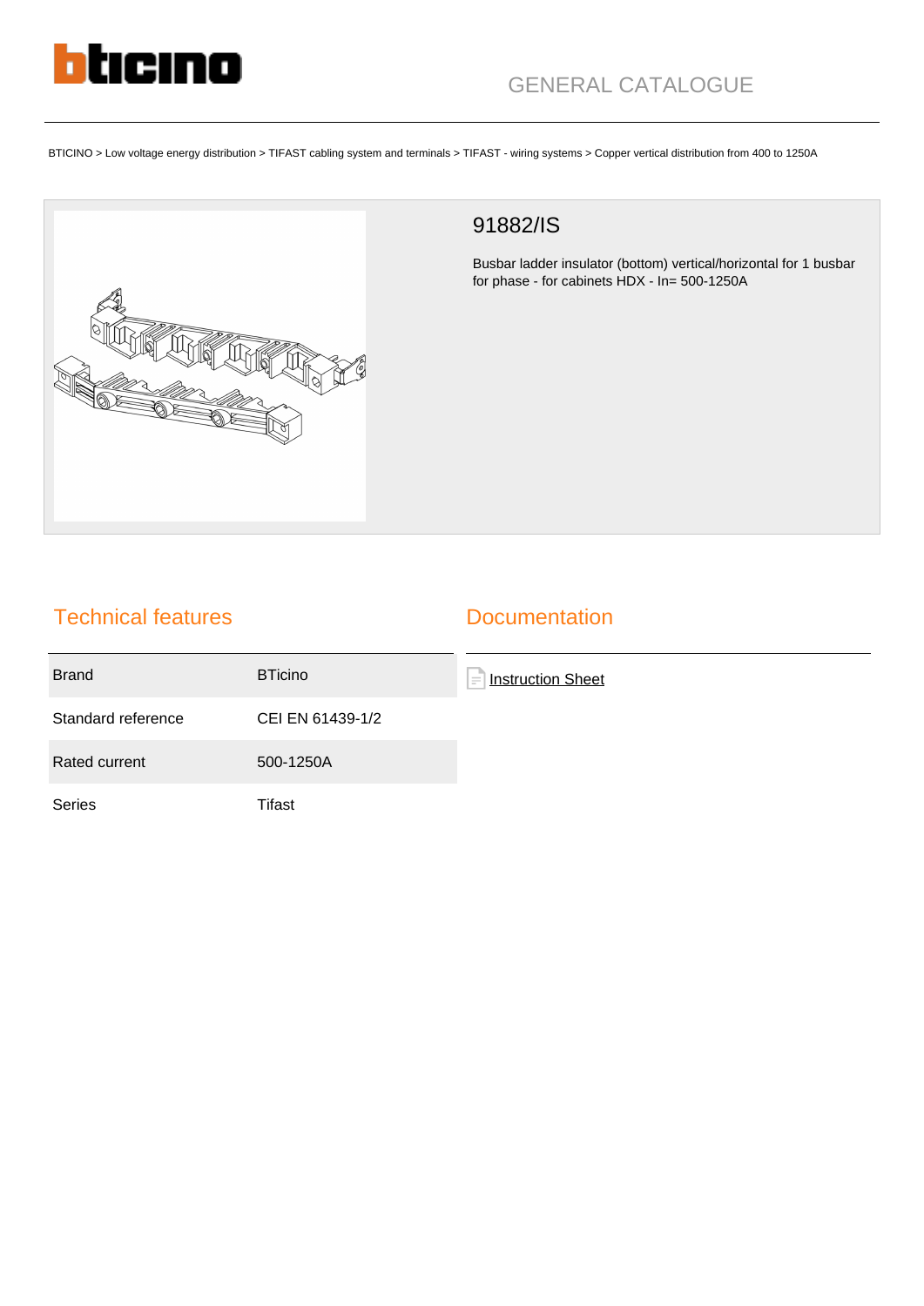GENERAL CATALOGUE

BTICINO > Low voltage energy distribution > TIFAST cabling system and terminals > TIFAST - wiring systems > Copper vertical distribution from 400 to 1250A

# 91882/IS

Busbar ladder insulator (bottom) vertical/horizontal for 1 busbar for phase - for cabinets HDX - In= 500-1250A

## Technical features

| | |
|---|---|
| Brand | BTicino |
| Standard reference | CEI EN 61439-1/2 |
| Rated current | 500-1250A |
| Series | Tifast |

## Documentation

Instruction Sheet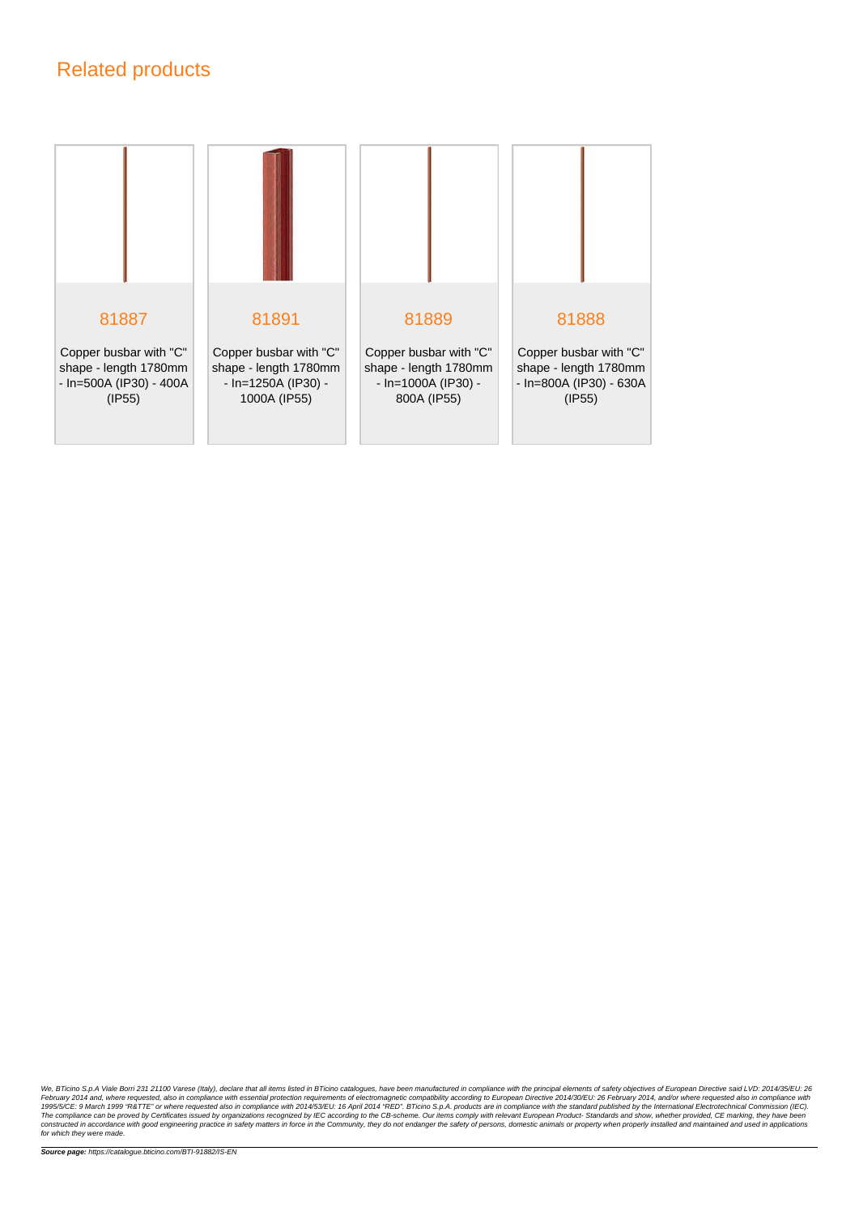## Related products

**81887**

Copper busbar with "C" shape - length 1780mm - In=500A (IP30) - 400A (IP55)

**81891**

Copper busbar with "C" shape - length 1780mm - In=1250A (IP30) - 1000A (IP55)

**81889**

Copper busbar with "C" shape - length 1780mm - In=1000A (IP30) - 800A (IP55)

**81888**

Copper busbar with "C" shape - length 1780mm - In=800A (IP30) - 630A (IP55)

*We, BTicino S.p.A Viale Borri 231 21100 Varese (Italy), declare that all items listed in BTicino catalogues, have been manufactured in compliance with the principal elements of safety objectives of European Directive said LVD: 2014/35/EU: 26 February 2014 and, where requested, also in compliance with essential protection requirements of electromagnetic compatibility according to European Directive 2014/30/EU: 26 February 2014, and/or where requested also in compliance with 1995/5/CE: 9 March 1999 "R&TTE" or where requested also in compliance with 2014/53/EU: 16 April 2014 "RED". BTicino S.p.A. products are in compliance with the standard published by the International Electrotechnical Commission (IEC). The compliance can be proved by Certificates issued by organizations recognized by IEC according to the CB-scheme. Our items comply with relevant European Product- Standards and show, whether provided, CE marking, they have been constructed in accordance with good engineering practice in safety matters in force in the Community, they do not endanger the safety of persons, domestic animals or property when properly installed and maintained and used in applications for which they were made.*

**Source page:** *https://catalogue.bticino.com/BTI-91882/IS-EN*